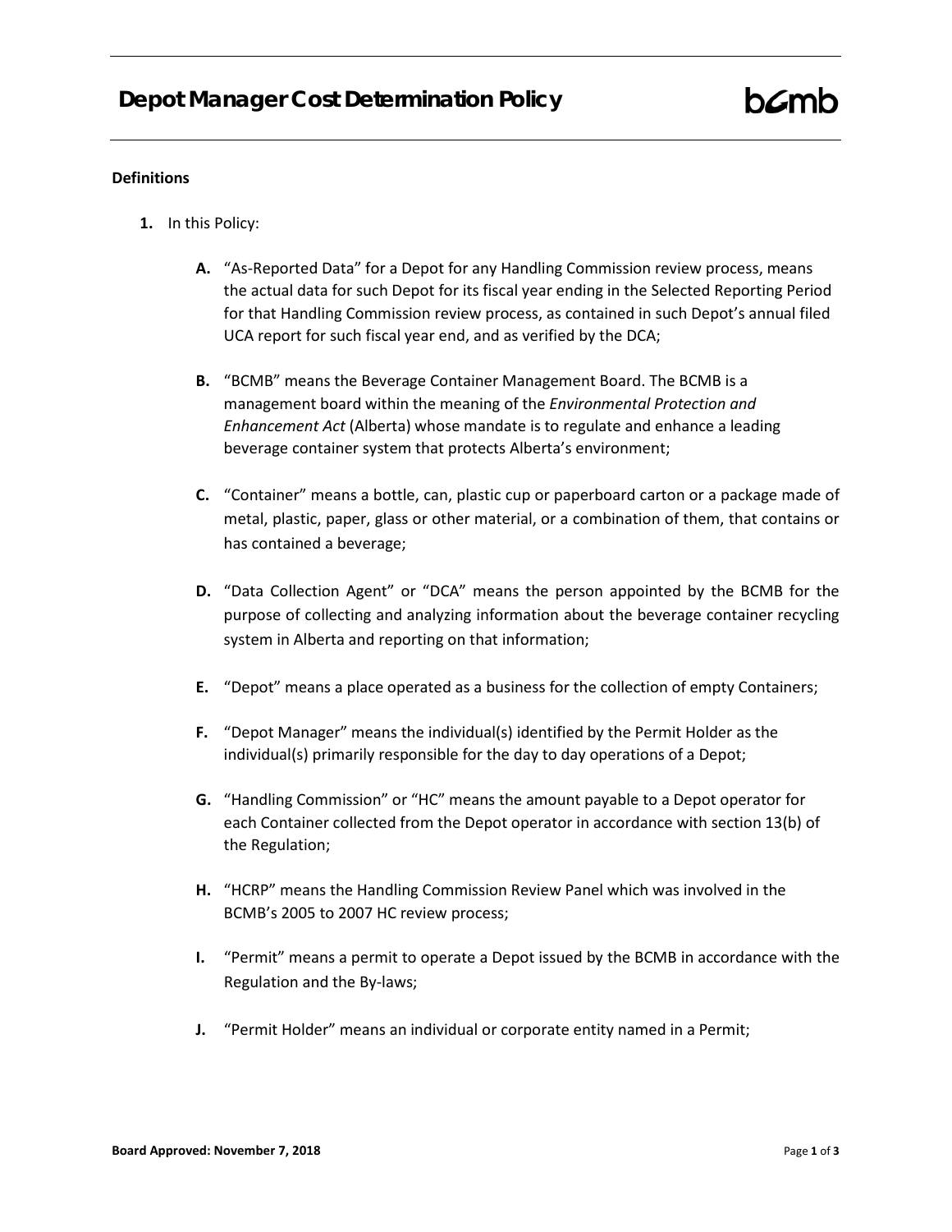# Depot Manager Cost Determination Policy

### Definitions

1. In this Policy:

    **A.** "As-Reported Data" for a Depot for any Handling Commission review process, means the actual data for such Depot for its fiscal year ending in the Selected Reporting Period for that Handling Commission review process, as contained in such Depot's annual filed UCA report for such fiscal year end, and as verified by the DCA;

    **B.** "BCMB" means the Beverage Container Management Board. The BCMB is a management board within the meaning of the *Environmental Protection and Enhancement Act* (Alberta) whose mandate is to regulate and enhance a leading beverage container system that protects Alberta's environment;

    **C.** "Container" means a bottle, can, plastic cup or paperboard carton or a package made of metal, plastic, paper, glass or other material, or a combination of them, that contains or has contained a beverage;

    **D.** "Data Collection Agent" or "DCA" means the person appointed by the BCMB for the purpose of collecting and analyzing information about the beverage container recycling system in Alberta and reporting on that information;

    **E.** "Depot" means a place operated as a business for the collection of empty Containers;

    **F.** "Depot Manager" means the individual(s) identified by the Permit Holder as the individual(s) primarily responsible for the day to day operations of a Depot;

    **G.** "Handling Commission" or "HC" means the amount payable to a Depot operator for each Container collected from the Depot operator in accordance with section 13(b) of the Regulation;

    **H.** "HCRP" means the Handling Commission Review Panel which was involved in the BCMB's 2005 to 2007 HC review process;

    **I.** "Permit" means a permit to operate a Depot issued by the BCMB in accordance with the Regulation and the By-laws;

    **J.** "Permit Holder" means an individual or corporate entity named in a Permit;

**Board Approved: November 7, 2018**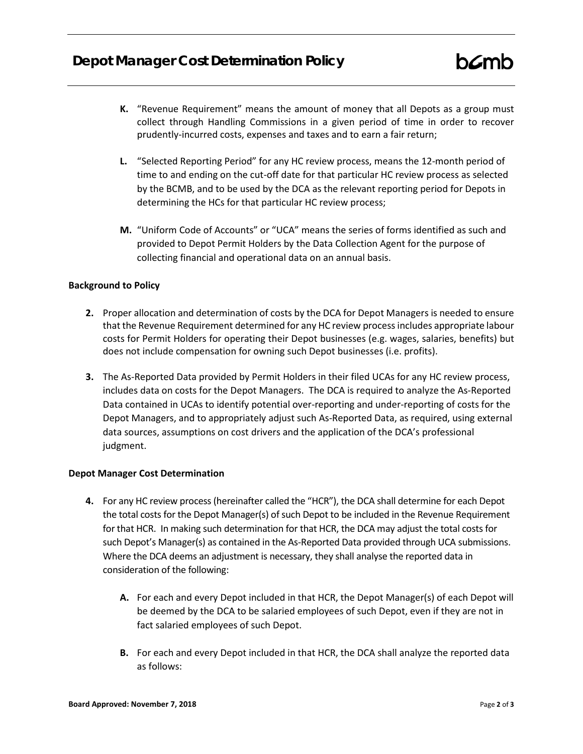**K.** "Revenue Requirement" means the amount of money that all Depots as a group must collect through Handling Commissions in a given period of time in order to recover prudently-incurred costs, expenses and taxes and to earn a fair return;

**L.** "Selected Reporting Period" for any HC review process, means the 12-month period of time to and ending on the cut-off date for that particular HC review process as selected by the BCMB, and to be used by the DCA as the relevant reporting period for Depots in determining the HCs for that particular HC review process;

**M.** "Uniform Code of Accounts" or "UCA" means the series of forms identified as such and provided to Depot Permit Holders by the Data Collection Agent for the purpose of collecting financial and operational data on an annual basis.

**Background to Policy**

**2.** Proper allocation and determination of costs by the DCA for Depot Managers is needed to ensure that the Revenue Requirement determined for any HC review process includes appropriate labour costs for Permit Holders for operating their Depot businesses (e.g. wages, salaries, benefits) but does not include compensation for owning such Depot businesses (i.e. profits).

**3.** The As-Reported Data provided by Permit Holders in their filed UCAs for any HC review process, includes data on costs for the Depot Managers. The DCA is required to analyze the As-Reported Data contained in UCAs to identify potential over-reporting and under-reporting of costs for the Depot Managers, and to appropriately adjust such As-Reported Data, as required, using external data sources, assumptions on cost drivers and the application of the DCA's professional judgment.

**Depot Manager Cost Determination**

**4.** For any HC review process (hereinafter called the "HCR"), the DCA shall determine for each Depot the total costs for the Depot Manager(s) of such Depot to be included in the Revenue Requirement for that HCR. In making such determination for that HCR, the DCA may adjust the total costs for such Depot's Manager(s) as contained in the As-Reported Data provided through UCA submissions. Where the DCA deems an adjustment is necessary, they shall analyse the reported data in consideration of the following:

**A.** For each and every Depot included in that HCR, the Depot Manager(s) of each Depot will be deemed by the DCA to be salaried employees of such Depot, even if they are not in fact salaried employees of such Depot.

**B.** For each and every Depot included in that HCR, the DCA shall analyze the reported data as follows: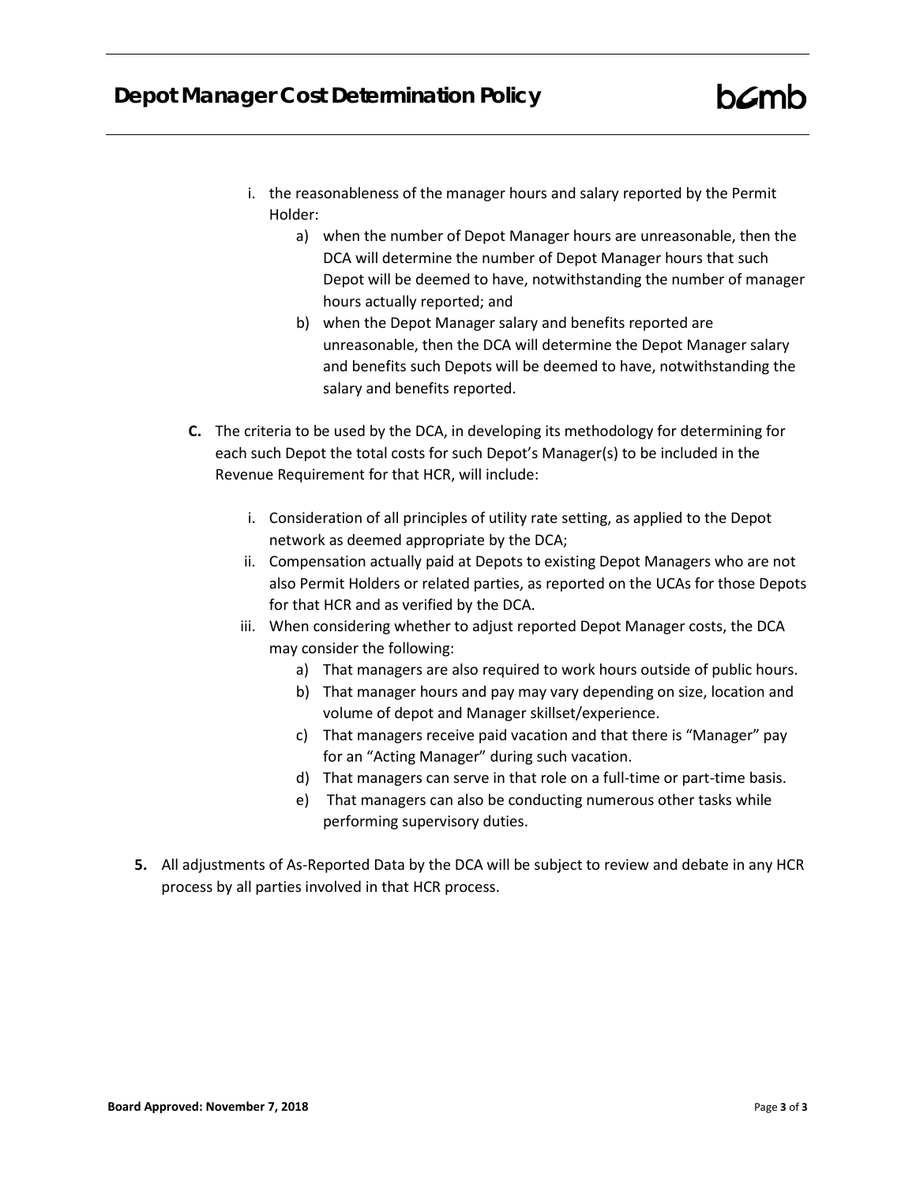i. the reasonableness of the manager hours and salary reported by the Permit Holder:

   a) when the number of Depot Manager hours are unreasonable, then the DCA will determine the number of Depot Manager hours that such Depot will be deemed to have, notwithstanding the number of manager hours actually reported; and

   b) when the Depot Manager salary and benefits reported are unreasonable, then the DCA will determine the Depot Manager salary and benefits such Depots will be deemed to have, notwithstanding the salary and benefits reported.

**C.** The criteria to be used by the DCA, in developing its methodology for determining for each such Depot the total costs for such Depot's Manager(s) to be included in the Revenue Requirement for that HCR, will include:

i. Consideration of all principles of utility rate setting, as applied to the Depot network as deemed appropriate by the DCA;

ii. Compensation actually paid at Depots to existing Depot Managers who are not also Permit Holders or related parties, as reported on the UCAs for those Depots for that HCR and as verified by the DCA.

iii. When considering whether to adjust reported Depot Manager costs, the DCA may consider the following:

   a) That managers are also required to work hours outside of public hours.

   b) That manager hours and pay may vary depending on size, location and volume of depot and Manager skillset/experience.

   c) That managers receive paid vacation and that there is "Manager" pay for an "Acting Manager" during such vacation.

   d) That managers can serve in that role on a full-time or part-time basis.

   e) That managers can also be conducting numerous other tasks while performing supervisory duties.

**5.** All adjustments of As-Reported Data by the DCA will be subject to review and debate in any HCR process by all parties involved in that HCR process.